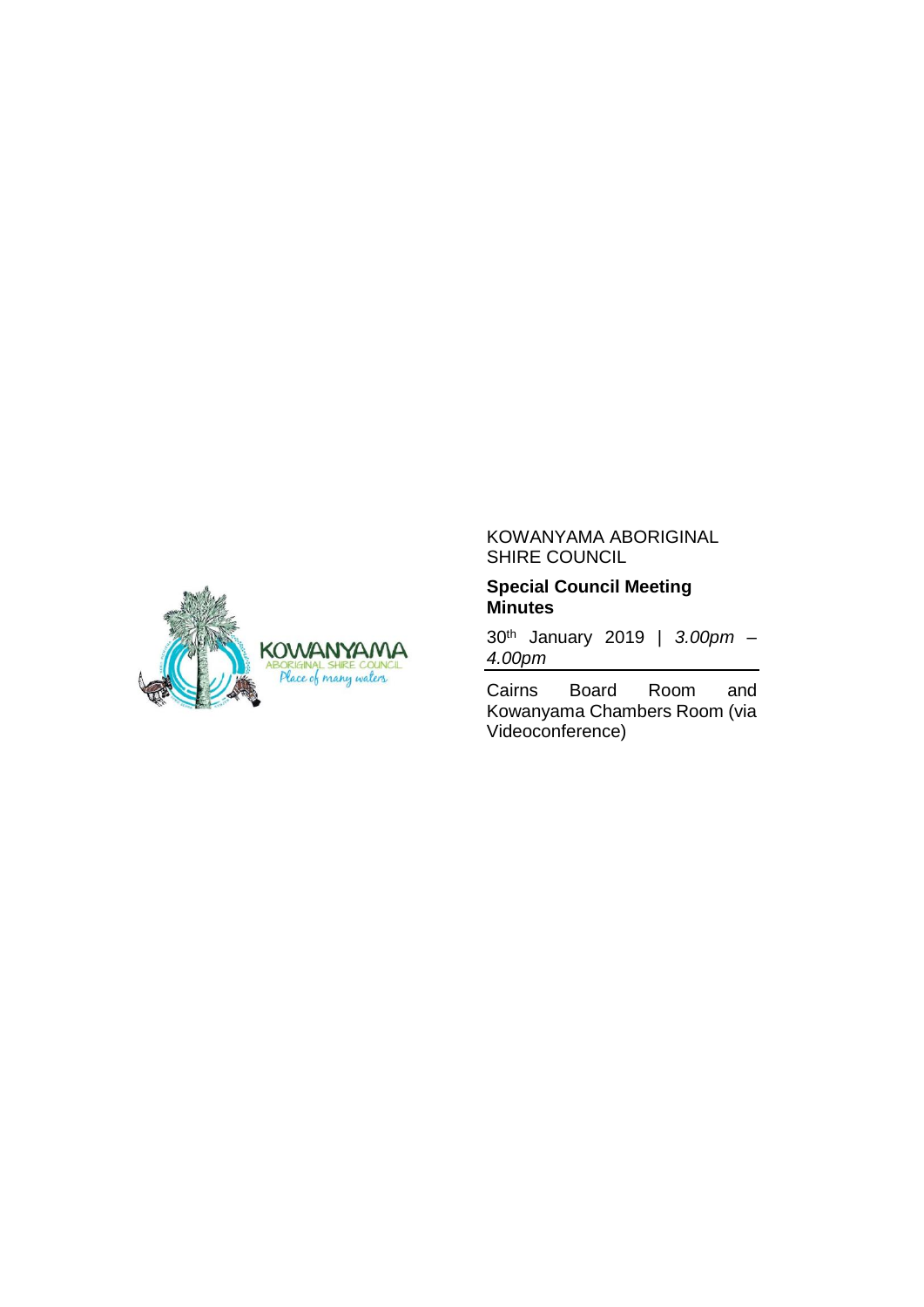KOWANYAMA ABORIGINAL SHIRE COUNCIL

**Special Council Meeting Minutes**

30th January 2019 | *3.00pm – 4.00pm*

Cairns Board Room and Kowanyama Chambers Room (via Videoconference)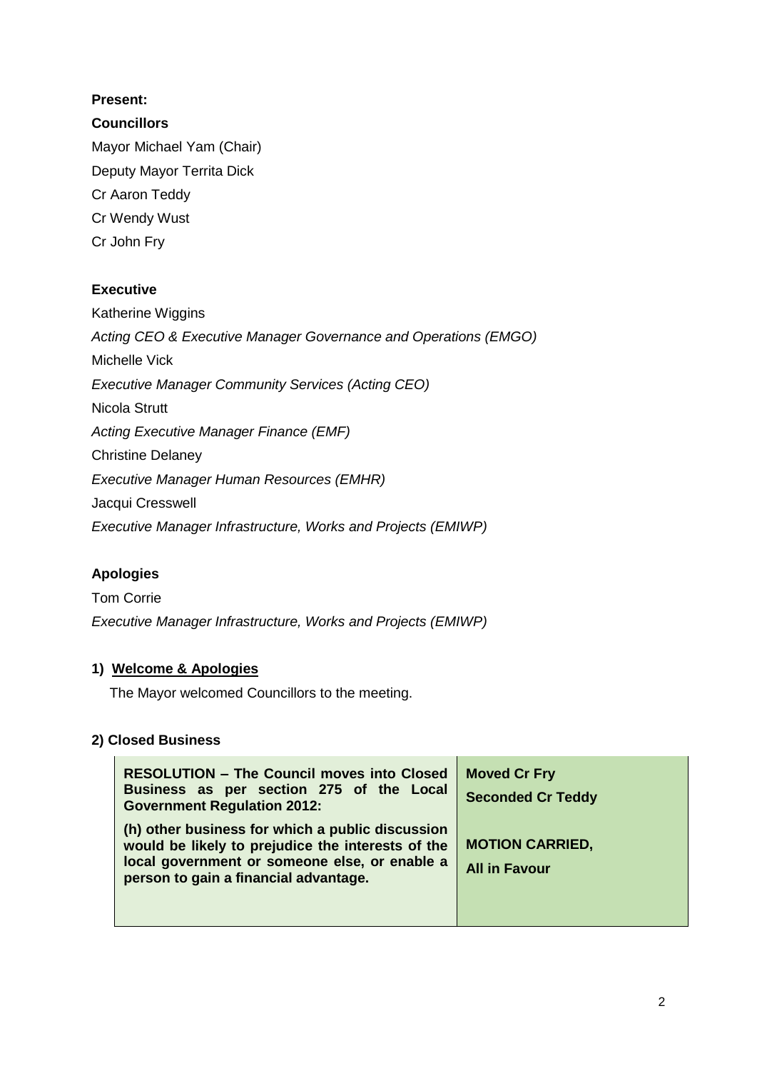**Present:**

**Councillors**

Mayor Michael Yam (Chair)

Deputy Mayor Territa Dick

Cr Aaron Teddy

Cr Wendy Wust

Cr John Fry

**Executive**

Katherine Wiggins

*Acting CEO & Executive Manager Governance and Operations (EMGO)*

Michelle Vick

*Executive Manager Community Services (Acting CEO)*

Nicola Strutt

*Acting Executive Manager Finance (EMF)*

Christine Delaney

*Executive Manager Human Resources (EMHR)*

Jacqui Cresswell

*Executive Manager Infrastructure, Works and Projects (EMIWP)*

**Apologies**

Tom Corrie

*Executive Manager Infrastructure, Works and Projects (EMIWP)*

**1) <u>Welcome & Apologies</u>**

The Mayor welcomed Councillors to the meeting.

**2) Closed Business**

| **RESOLUTION – The Council moves into Closed Business as per section 275 of the Local Government Regulation 2012:**<br><br>**(h) other business for which a public discussion would be likely to prejudice the interests of the local government or someone else, or enable a person to gain a financial advantage.** | **Moved Cr Fry**<br>**Seconded Cr Teddy**<br><br>**MOTION CARRIED,**<br>**All in Favour** |
|---|---|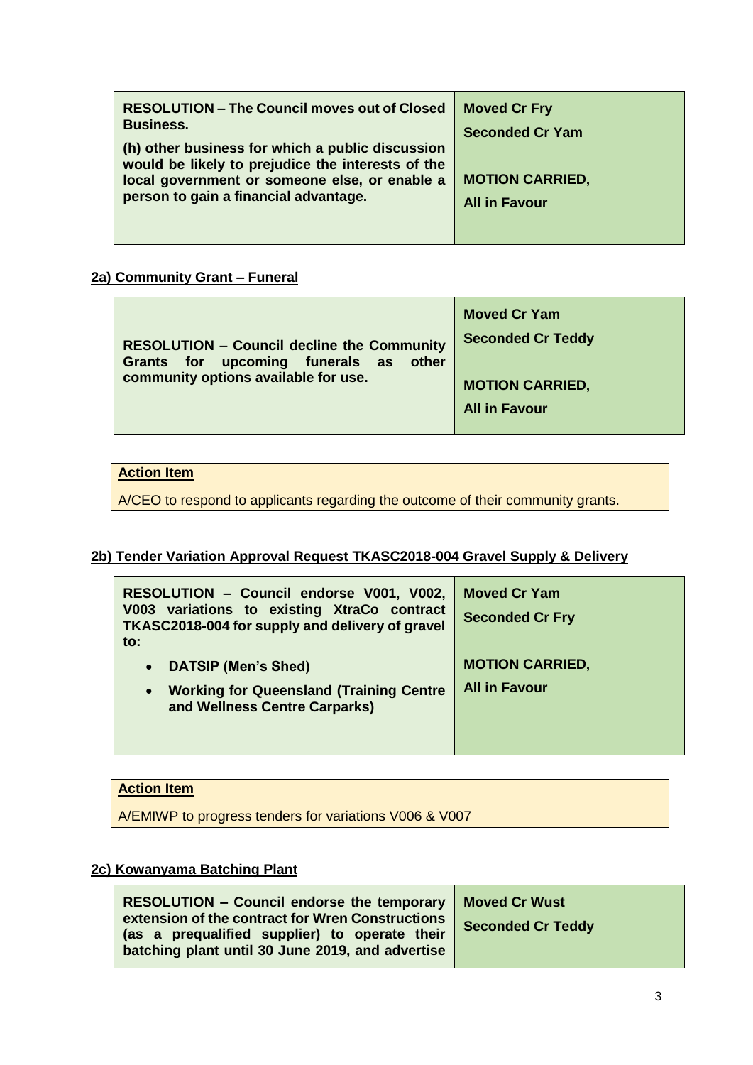| **RESOLUTION – The Council moves out of Closed Business.**<br><br>**(h) other business for which a public discussion would be likely to prejudice the interests of the local government or someone else, or enable a person to gain a financial advantage.** | **Moved Cr Fry**<br>**Seconded Cr Yam**<br><br>**MOTION CARRIED,**<br>**All in Favour** |
|---|---|

## 2a) Community Grant – Funeral

| **RESOLUTION – Council decline the Community Grants for upcoming funerals as other community options available for use.** | **Moved Cr Yam**<br>**Seconded Cr Teddy**<br><br>**MOTION CARRIED,**<br>**All in Favour** |
|---|---|

**Action Item**

A/CEO to respond to applicants regarding the outcome of their community grants.

## 2b) Tender Variation Approval Request TKASC2018-004 Gravel Supply & Delivery

| **RESOLUTION – Council endorse V001, V002, V003 variations to existing XtraCo contract TKASC2018-004 for supply and delivery of gravel to:**<br>• **DATSIP (Men's Shed)**<br>• **Working for Queensland (Training Centre and Wellness Centre Carparks)** | **Moved Cr Yam**<br>**Seconded Cr Fry**<br><br>**MOTION CARRIED,**<br>**All in Favour** |
|---|---|

**Action Item**

A/EMIWP to progress tenders for variations V006 & V007

## 2c) Kowanyama Batching Plant

| **RESOLUTION – Council endorse the temporary extension of the contract for Wren Constructions (as a prequalified supplier) to operate their batching plant until 30 June 2019, and advertise** | **Moved Cr Wust**<br>**Seconded Cr Teddy** |
|---|---|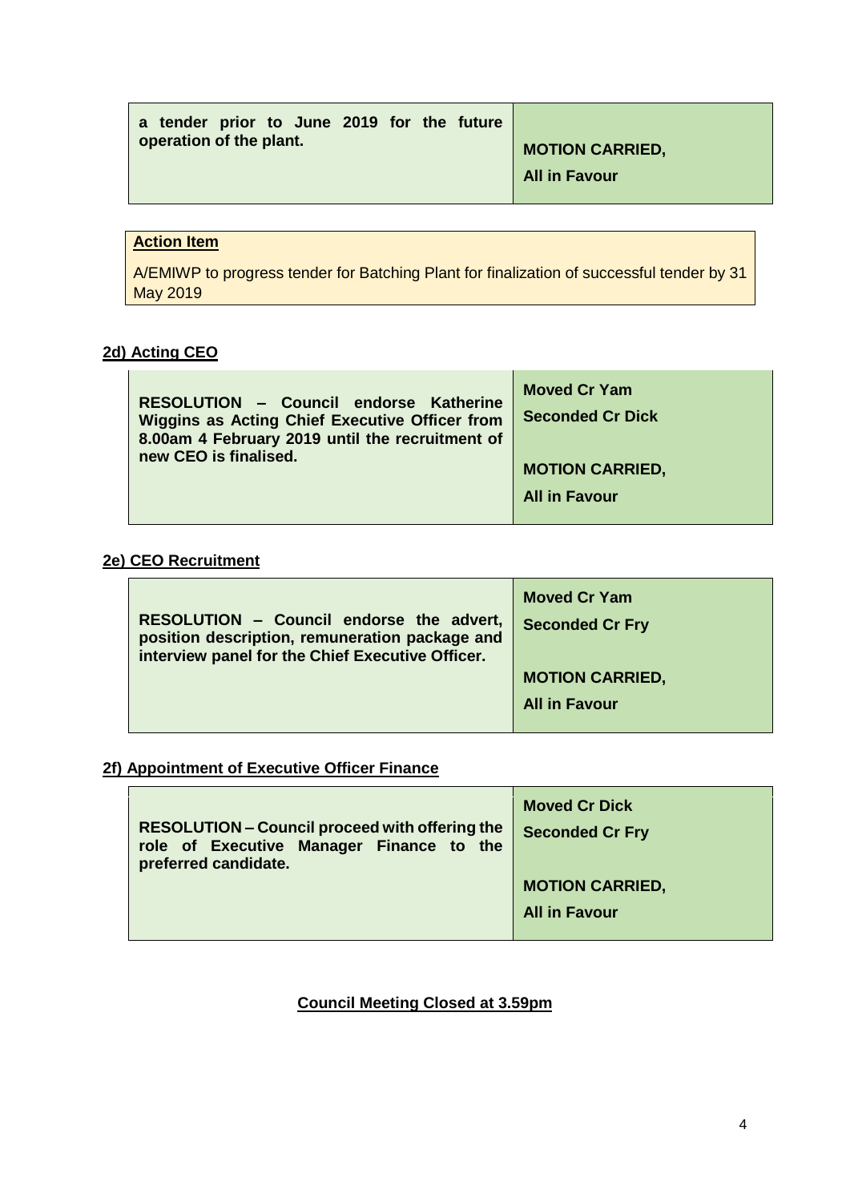| | |
|---|---|
| **a tender prior to June 2019 for the future operation of the plant.** | **MOTION CARRIED,**<br><br>**All in Favour** |

**Action Item**

A/EMIWP to progress tender for Batching Plant for finalization of successful tender by 31 May 2019

## 2d) Acting CEO

| | |
|---|---|
| **RESOLUTION – Council endorse Katherine Wiggins as Acting Chief Executive Officer from 8.00am 4 February 2019 until the recruitment of new CEO is finalised.** | **Moved Cr Yam**<br><br>**Seconded Cr Dick**<br><br>**MOTION CARRIED,**<br><br>**All in Favour** |

## 2e) CEO Recruitment

| | |
|---|---|
| **RESOLUTION – Council endorse the advert, position description, remuneration package and interview panel for the Chief Executive Officer.** | **Moved Cr Yam**<br><br>**Seconded Cr Fry**<br><br>**MOTION CARRIED,**<br><br>**All in Favour** |

## 2f) Appointment of Executive Officer Finance

| | |
|---|---|
| **RESOLUTION – Council proceed with offering the role of Executive Manager Finance to the preferred candidate.** | **Moved Cr Dick**<br><br>**Seconded Cr Fry**<br><br>**MOTION CARRIED,**<br><br>**All in Favour** |

**Council Meeting Closed at 3.59pm**